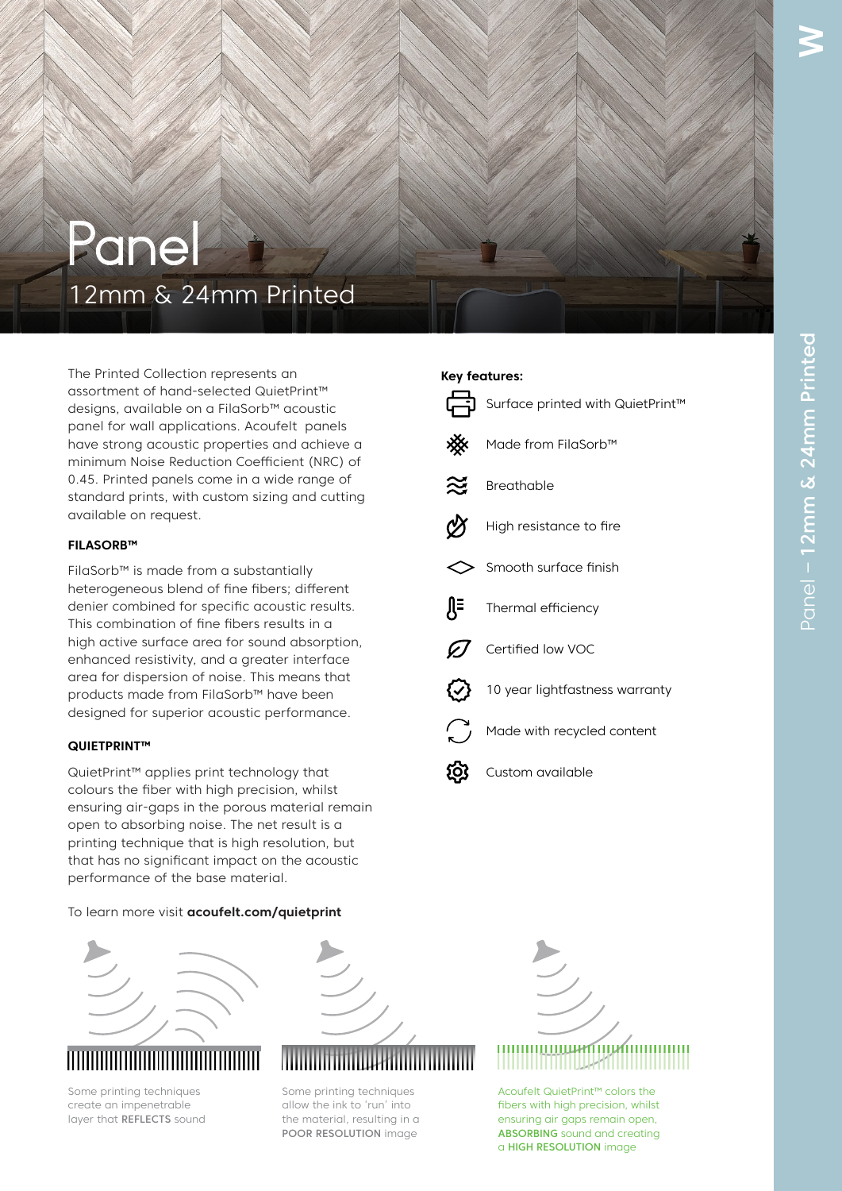# Panel

## 12mm & 24mm Printed

The Printed Collection represents an assortment of hand-selected QuietPrint™ designs, available on a FilaSorb™ acoustic panel for wall applications. Acoufelt panels have strong acoustic properties and achieve a minimum Noise Reduction Coefficient (NRC) of 0.45. Printed panels come in a wide range of standard prints, with custom sizing and cutting available on request.

### FILASORB™

FilaSorb™ is made from a substantially heterogeneous blend of fine fibers; different denier combined for specific acoustic results. This combination of fine fibers results in a high active surface area for sound absorption, enhanced resistivity, and a greater interface area for dispersion of noise. This means that products made from FilaSorb™ have been designed for superior acoustic performance.

### QUIETPRINT™

QuietPrint™ applies print technology that colours the fiber with high precision, whilst ensuring air-gaps in the porous material remain open to absorbing noise. The net result is a printing technique that is high resolution, but that has no significant impact on the acoustic performance of the base material.

To learn more visit **acoufelt.com/quietprint**

**Key features:**

- Surface printed with QuietPrint™
- Made from FilaSorb™
- Breathable
- High resistance to fire
- Smooth surface finish
- Thermal efficiency
- Certified low VOC
- 10 year lightfastness warranty
- Made with recycled content
- Custom available

Some printing techniques create an impenetrable layer that **REFLECTS** sound

Some printing techniques allow the ink to 'run' into the material, resulting in a **POOR RESOLUTION** image

Acoufelt QuietPrint™ colors the fibers with high precision, whilst ensuring air gaps remain open, **ABSORBING** sound and creating a **HIGH RESOLUTION** image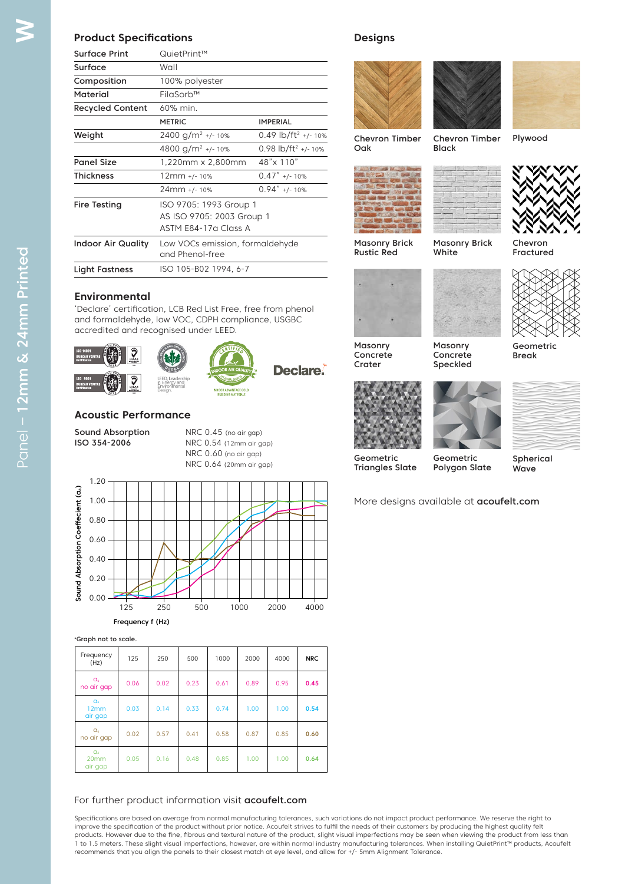## Product Specifications

| | | |
|---|---|---|
| **Surface Print** | QuietPrint™ | |
| **Surface** | Wall | |
| **Composition** | 100% polyester | |
| **Material** | FilaSorb™ | |
| **Recycled Content** | 60% min. | |
| | METRIC | IMPERIAL |
| **Weight** | 2400 g/m² +/- 10% | 0.49 lb/ft² +/- 10% |
| | 4800 g/m² +/- 10% | 0.98 lb/ft² +/- 10% |
| **Panel Size** | 1,220mm x 2,800mm | 48"x 110" |
| **Thickness** | 12mm +/- 10% | 0.47" +/- 10% |
| | 24mm +/- 10% | 0.94" +/- 10% |
| **Fire Testing** | ISO 9705: 1993 Group 1<br>AS ISO 9705: 2003 Group 1<br>ASTM E84-17a Class A | |
| **Indoor Air Quality** | Low VOCs emission, formaldehyde and Phenol-free | |
| **Light Fastness** | ISO 105-B02 1994, 6-7 | |

## Environmental

'Declare' certification, LCB Red List Free, free from phenol and formaldehyde, low VOC, CDPH compliance, USGBC accredited and recognised under LEED.

LEED, Leadership in Energy and Environmental Design.

Declare.

## Acoustic Performance

**Sound Absorption ISO 354-2006**

NRC 0.45 (no air gap)
NRC 0.54 (12mm air gap)
NRC 0.60 (no air gap)
NRC 0.64 (20mm air gap)

Sound Absorption Coeffecient ($a_s$)

1.20
1.00
0.80
0.60
0.40
0.20
0.00

125 250 500 1000 2000 4000

Frequency f (Hz)

*Graph not to scale.

| Frequency (Hz) | 125 | 250 | 500 | 1000 | 2000 | 4000 | NRC |
|---|---|---|---|---|---|---|---|
| $a_s$ no air gap | 0.06 | 0.02 | 0.23 | 0.61 | 0.89 | 0.95 | **0.45** |
| $a_s$ 12mm air gap | 0.03 | 0.14 | 0.33 | 0.74 | 1.00 | 1.00 | **0.54** |
| $a_s$ no air gap | 0.02 | 0.57 | 0.41 | 0.58 | 0.87 | 0.85 | **0.60** |
| $a_s$ 20mm air gap | 0.05 | 0.16 | 0.48 | 0.85 | 1.00 | 1.00 | **0.64** |

## Designs

Chevron Timber Oak

Chevron Timber Black

Plywood

Masonry Brick Rustic Red

Masonry Brick White

Chevron Fractured

Masonry Concrete Crater

Masonry Concrete Speckled

Geometric Break

Geometric Triangles Slate

Geometric Polygon Slate

Spherical Wave

More designs available at **acoufelt.com**

For further product information visit **acoufelt.com**

Specifications are based on average from normal manufacturing tolerances, such variations do not impact product performance. We reserve the right to improve the specification of the product without prior notice. Acoufelt strives to fulfil the needs of their customers by producing the highest quality felt products. However due to the fine, fibrous and textural nature of the product, slight visual imperfections may be seen when viewing the product from less than 1 to 1.5 meters. These slight visual imperfections, however, are within normal industry manufacturing tolerances. When installing QuietPrint™ products, Acoufelt recommends that you align the panels to their closest match at eye level, and allow for +/- 5mm Alignment Tolerance.